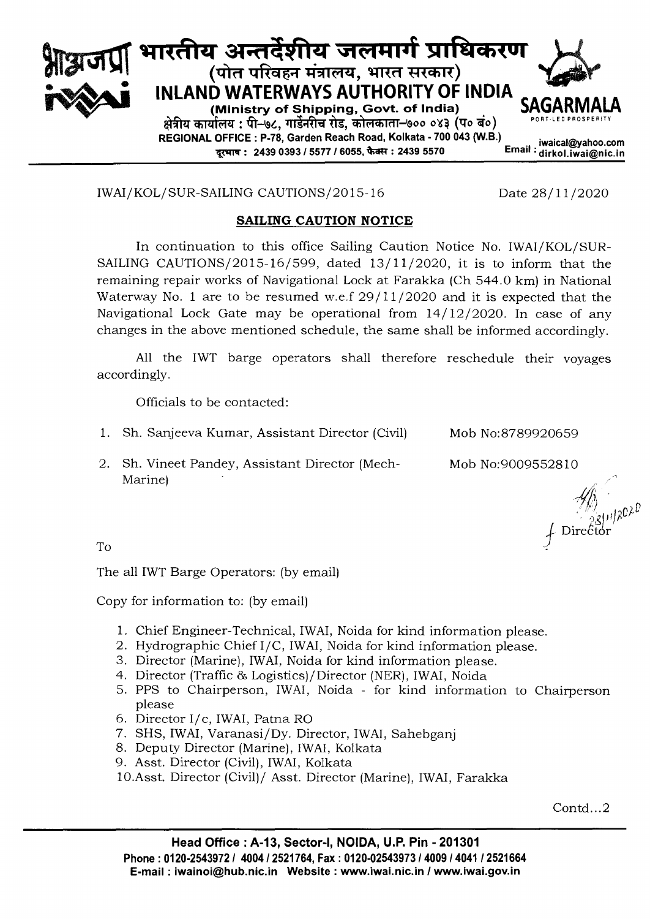**भारतीय अन्तर्देशीय जलमार्ग प्राधिकरण**
**(पोत परिवहन मंत्रालय, भारत सरकार)**
**INLAND WATERWAYS AUTHORITY OF INDIA**
**(Ministry of Shipping, Govt. of India)**
क्षेत्रीय कार्यालय : पी–७८, गार्डनरीच रोड, कोलकाता–७०० ०४३ (प० बं०)
REGIONAL OFFICE : P-78, Garden Reach Road, Kolkata - 700 043 (W.B.)
दूरभाष : 2439 0393 / 5577 / 6055, फैक्स : 2439 5570
Email : iwaical@yahoo.com, dirkol.iwai@nic.in

SAGARMALA
PORT-LED PROSPERITY

IWAI/KOL/SUR-SAILING CAUTIONS/2015-16 Date 28/11/2020

## SAILING CAUTION NOTICE

In continuation to this office Sailing Caution Notice No. IWAI/KOL/SUR-SAILING CAUTIONS/2015-16/599, dated 13/11/2020, it is to inform that the remaining repair works of Navigational Lock at Farakka (Ch 544.0 km) in National Waterway No. 1 are to be resumed w.e.f 29/11/2020 and it is expected that the Navigational Lock Gate may be operational from 14/12/2020. In case of any changes in the above mentioned schedule, the same shall be informed accordingly.

All the IWT barge operators shall therefore reschedule their voyages accordingly.

Officials to be contacted:

1. Sh. Sanjeeva Kumar, Assistant Director (Civil) Mob No:8789920659
2. Sh. Vineet Pandey, Assistant Director (Mech-Marine) Mob No:9009552810

28/11/2020
Director

To

The all IWT Barge Operators: (by email)

Copy for information to: (by email)

1. Chief Engineer-Technical, IWAI, Noida for kind information please.
2. Hydrographic Chief I/C, IWAI, Noida for kind information please.
3. Director (Marine), IWAI, Noida for kind information please.
4. Director (Traffic & Logistics)/Director (NER), IWAI, Noida
5. PPS to Chairperson, IWAI, Noida - for kind information to Chairperson please
6. Director I/c, IWAI, Patna RO
7. SHS, IWAI, Varanasi/Dy. Director, IWAI, Sahebganj
8. Deputy Director (Marine), IWAI, Kolkata
9. Asst. Director (Civil), IWAI, Kolkata
10. Asst. Director (Civil)/ Asst. Director (Marine), IWAI, Farakka

Contd...2

**Head Office : A-13, Sector-I, NOIDA, U.P. Pin - 201301**
**Phone : 0120-2543972 / 4004 / 2521764, Fax : 0120-02543973 / 4009 / 4041 / 2521664**
**E-mail : iwainoi@hub.nic.in Website : www.iwai.nic.in / www.iwai.gov.in**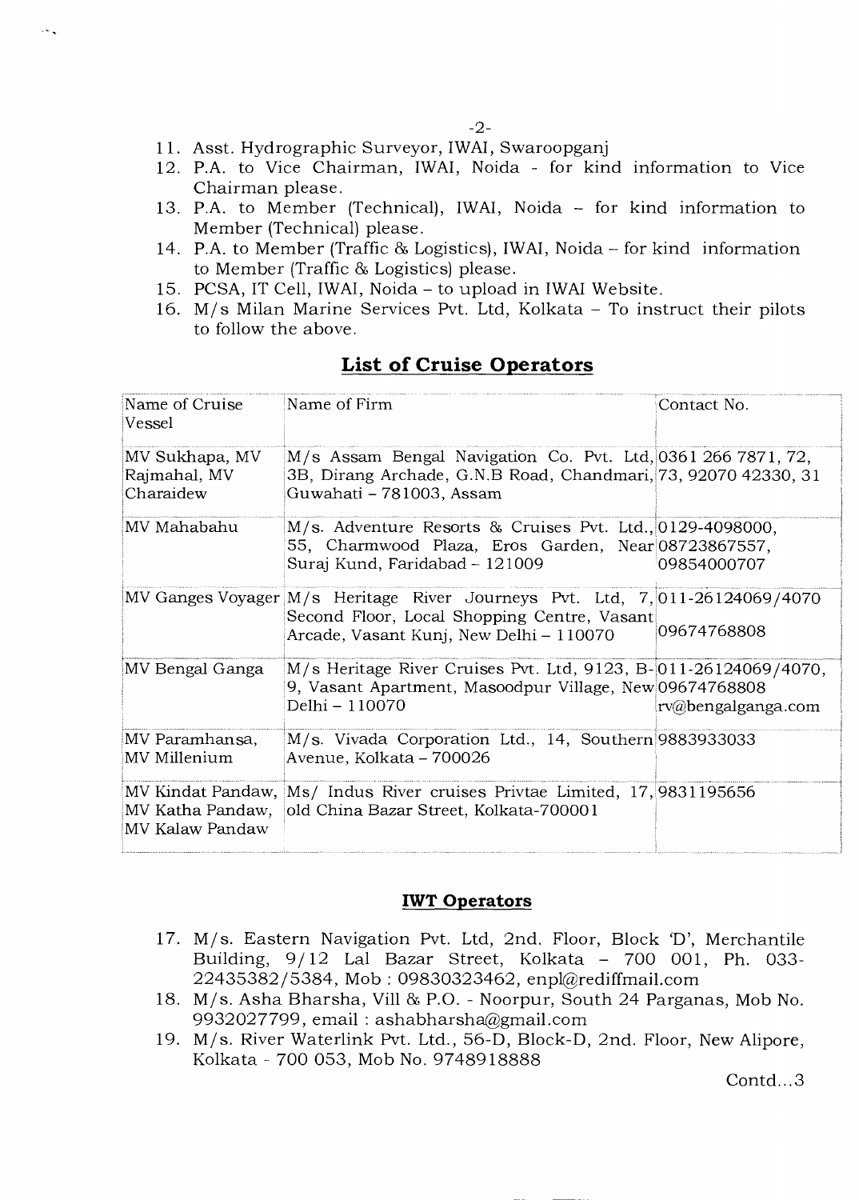11. Asst. Hydrographic Surveyor, IWAI, Swaroopganj
12. P.A. to Vice Chairman, IWAI, Noida - for kind information to Vice Chairman please.
13. P.A. to Member (Technical), IWAI, Noida – for kind information to Member (Technical) please.
14. P.A. to Member (Traffic & Logistics), IWAI, Noida – for kind information to Member (Traffic & Logistics) please.
15. PCSA, IT Cell, IWAI, Noida – to upload in IWAI Website.
16. M/s Milan Marine Services Pvt. Ltd, Kolkata – To instruct their pilots to follow the above.

## List of Cruise Operators

| Name of Cruise Vessel | Name of Firm | Contact No. |
|---|---|---|
| MV Sukhapa, MV Rajmahal, MV Charaidew | M/s Assam Bengal Navigation Co. Pvt. Ltd, 3B, Dirang Archade, G.N.B Road, Chandmari, Guwahati – 781003, Assam | 0361 266 7871, 72, 73, 92070 42330, 31 |
| MV Mahabahu | M/s. Adventure Resorts & Cruises Pvt. Ltd., 55, Charmwood Plaza, Eros Garden, Near Suraj Kund, Faridabad – 121009 | 0129-4098000, 08723867557, 09854000707 |
| MV Ganges Voyager | M/s Heritage River Journeys Pvt. Ltd, 7, Second Floor, Local Shopping Centre, Vasant Arcade, Vasant Kunj, New Delhi – 110070 | 011-26124069/4070 09674768808 |
| MV Bengal Ganga | M/s Heritage River Cruises Pvt. Ltd, 9123, B-9, Vasant Apartment, Masoodpur Village, New Delhi – 110070 | 011-26124069/4070, 09674768808 rv@bengalganga.com |
| MV Paramhansa, MV Millenium | M/s. Vivada Corporation Ltd., 14, Southern Avenue, Kolkata – 700026 | 9883933033 |
| MV Kindat Pandaw, MV Katha Pandaw, MV Kalaw Pandaw | Ms/ Indus River cruises Privtae Limited, 17, old China Bazar Street, Kolkata-700001 | 9831195656 |

## IWT Operators

17. M/s. Eastern Navigation Pvt. Ltd, 2nd. Floor, Block 'D', Merchantile Building, 9/12 Lal Bazar Street, Kolkata – 700 001, Ph. 033-22435382/5384, Mob : 09830323462, enpl@rediffmail.com
18. M/s. Asha Bharsha, Vill & P.O. - Noorpur, South 24 Parganas, Mob No. 9932027799, email : ashabharsha@gmail.com
19. M/s. River Waterlink Pvt. Ltd., 56-D, Block-D, 2nd. Floor, New Alipore, Kolkata - 700 053, Mob No. 9748918888

Contd...3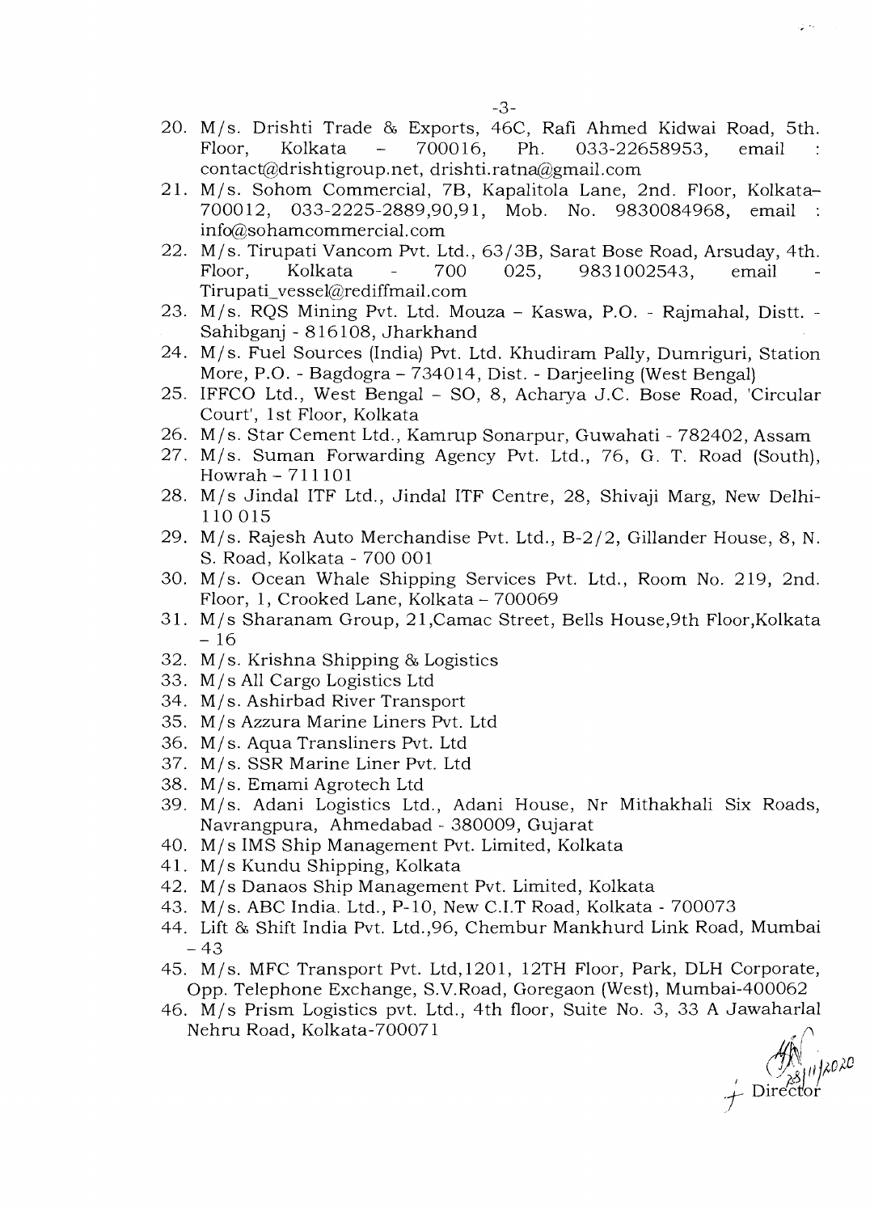20. M/s. Drishti Trade & Exports, 46C, Rafi Ahmed Kidwai Road, 5th. Floor, Kolkata – 700016, Ph. 033-22658953, email : contact@drishtigroup.net, drishti.ratna@gmail.com
21. M/s. Sohom Commercial, 7B, Kapalitola Lane, 2nd. Floor, Kolkata–700012, 033-2225-2889,90,91, Mob. No. 9830084968, email : info@sohamcommercial.com
22. M/s. Tirupati Vancom Pvt. Ltd., 63/3B, Sarat Bose Road, Arsuday, 4th. Floor, Kolkata - 700 025, 9831002543, email - Tirupati_vessel@rediffmail.com
23. M/s. RQS Mining Pvt. Ltd. Mouza – Kaswa, P.O. - Rajmahal, Distt. - Sahibganj - 816108, Jharkhand
24. M/s. Fuel Sources (India) Pvt. Ltd. Khudiram Pally, Dumriguri, Station More, P.O. - Bagdogra – 734014, Dist. - Darjeeling (West Bengal)
25. IFFCO Ltd., West Bengal – SO, 8, Acharya J.C. Bose Road, 'Circular Court', 1st Floor, Kolkata
26. M/s. Star Cement Ltd., Kamrup Sonarpur, Guwahati - 782402, Assam
27. M/s. Suman Forwarding Agency Pvt. Ltd., 76, G. T. Road (South), Howrah – 711101
28. M/s Jindal ITF Ltd., Jindal ITF Centre, 28, Shivaji Marg, New Delhi-110 015
29. M/s. Rajesh Auto Merchandise Pvt. Ltd., B-2/2, Gillander House, 8, N. S. Road, Kolkata - 700 001
30. M/s. Ocean Whale Shipping Services Pvt. Ltd., Room No. 219, 2nd. Floor, 1, Crooked Lane, Kolkata – 700069
31. M/s Sharanam Group, 21,Camac Street, Bells House,9th Floor,Kolkata – 16
32. M/s. Krishna Shipping & Logistics
33. M/s All Cargo Logistics Ltd
34. M/s. Ashirbad River Transport
35. M/s Azzura Marine Liners Pvt. Ltd
36. M/s. Aqua Transliners Pvt. Ltd
37. M/s. SSR Marine Liner Pvt. Ltd
38. M/s. Emami Agrotech Ltd
39. M/s. Adani Logistics Ltd., Adani House, Nr Mithakhali Six Roads, Navrangpura, Ahmedabad - 380009, Gujarat
40. M/s IMS Ship Management Pvt. Limited, Kolkata
41. M/s Kundu Shipping, Kolkata
42. M/s Danaos Ship Management Pvt. Limited, Kolkata
43. M/s. ABC India. Ltd., P-10, New C.I.T Road, Kolkata - 700073
44. Lift & Shift India Pvt. Ltd.,96, Chembur Mankhurd Link Road, Mumbai – 43
45. M/s. MFC Transport Pvt. Ltd,1201, 12TH Floor, Park, DLH Corporate, Opp. Telephone Exchange, S.V.Road, Goregaon (West), Mumbai-400062
46. M/s Prism Logistics pvt. Ltd., 4th floor, Suite No. 3, 33 A Jawaharlal Nehru Road, Kolkata-700071

28/11/2020
Director